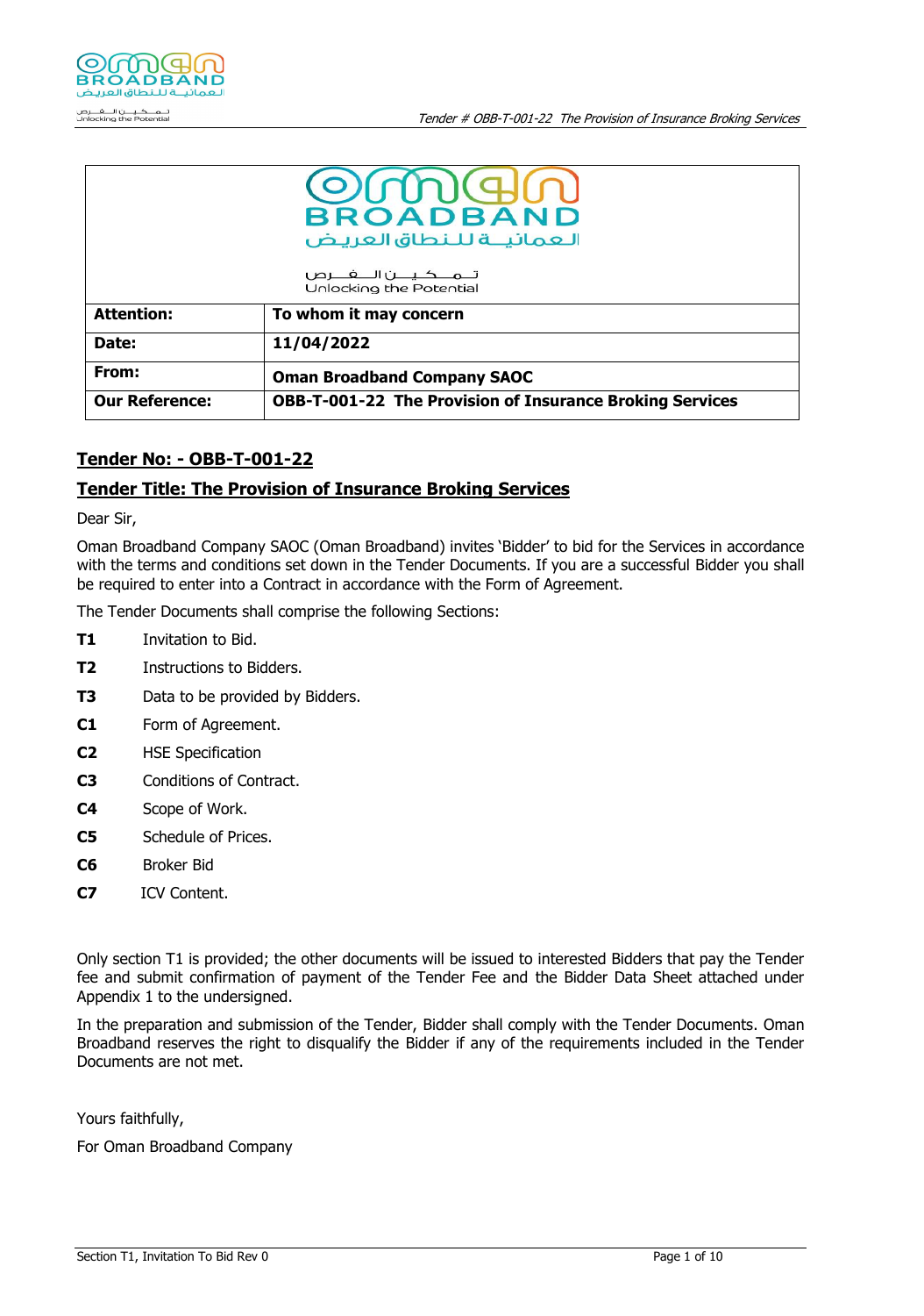| | |
|---|---|
| **Attention:** | **To whom it may concern** |
| **Date:** | **11/04/2022** |
| **From:** | **Oman Broadband Company SAOC** |
| **Our Reference:** | **OBB-T-001-22 The Provision of Insurance Broking Services** |

## Tender No: - OBB-T-001-22

## Tender Title: The Provision of Insurance Broking Services

Dear Sir,

Oman Broadband Company SAOC (Oman Broadband) invites 'Bidder' to bid for the Services in accordance with the terms and conditions set down in the Tender Documents. If you are a successful Bidder you shall be required to enter into a Contract in accordance with the Form of Agreement.

The Tender Documents shall comprise the following Sections:

- **T1** Invitation to Bid.
- **T2** Instructions to Bidders.
- **T3** Data to be provided by Bidders.
- **C1** Form of Agreement.
- **C2** HSE Specification
- **C3** Conditions of Contract.
- **C4** Scope of Work.
- **C5** Schedule of Prices.
- **C6** Broker Bid
- **C7** ICV Content.

Only section T1 is provided; the other documents will be issued to interested Bidders that pay the Tender fee and submit confirmation of payment of the Tender Fee and the Bidder Data Sheet attached under Appendix 1 to the undersigned.

In the preparation and submission of the Tender, Bidder shall comply with the Tender Documents. Oman Broadband reserves the right to disqualify the Bidder if any of the requirements included in the Tender Documents are not met.

Yours faithfully,

For Oman Broadband Company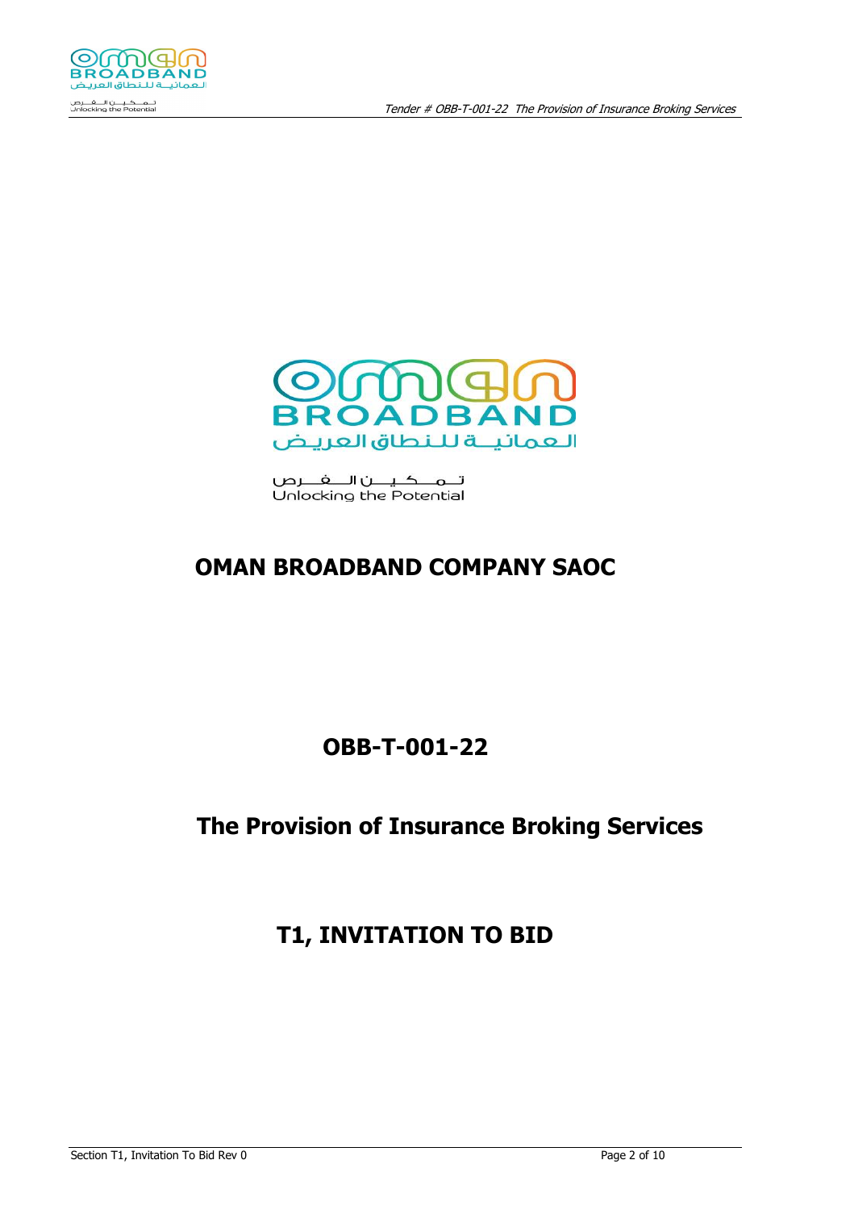# OMAN BROADBAND COMPANY SAOC

## OBB-T-001-22

## The Provision of Insurance Broking Services

## T1, INVITATION TO BID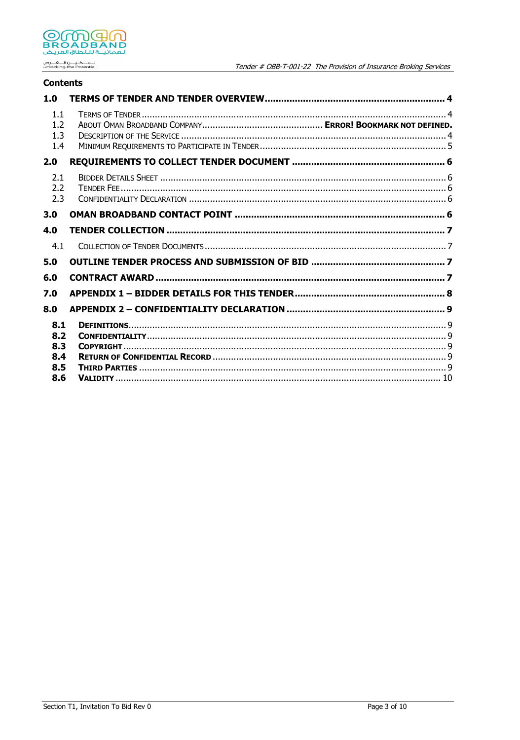**Contents**

**1.0 TERMS OF TENDER AND TENDER OVERVIEW ........................................................................ 4**

1.1 TERMS OF TENDER ........................................................................................................ 4
1.2 ABOUT OMAN BROADBAND COMPANY ............................................ **ERROR! BOOKMARK NOT DEFINED.**
1.3 DESCRIPTION OF THE SERVICE ........................................................................................ 4
1.4 MINIMUM REQUIREMENTS TO PARTICIPATE IN TENDER .................................................... 5

**2.0 REQUIREMENTS TO COLLECT TENDER DOCUMENT ........................................................ 6**

2.1 BIDDER DETAILS SHEET ................................................................................................. 6
2.2 TENDER FEE .................................................................................................................. 6
2.3 CONFIDENTIALITY DECLARATION .................................................................................... 6

**3.0 OMAN BROADBAND CONTACT POINT ............................................................................ 6**

**4.0 TENDER COLLECTION ..................................................................................................... 7**

4.1 COLLECTION OF TENDER DOCUMENTS ............................................................................ 7

**5.0 OUTLINE TENDER PROCESS AND SUBMISSION OF BID ................................................. 7**

**6.0 CONTRACT AWARD ......................................................................................................... 7**

**7.0 APPENDIX 1 – BIDDER DETAILS FOR THIS TENDER ....................................................... 8**

**8.0 APPENDIX 2 – CONFIDENTIALITY DECLARATION .......................................................... 9**

**8.1 DEFINITIONS** ..................................................................................................................... 9
**8.2 CONFIDENTIALITY** ............................................................................................................ 9
**8.3 COPYRIGHT** ...................................................................................................................... 9
**8.4 RETURN OF CONFIDENTIAL RECORD** ............................................................................. 9
**8.5 THIRD PARTIES** ................................................................................................................ 9
**8.6 VALIDITY** ........................................................................................................................ 10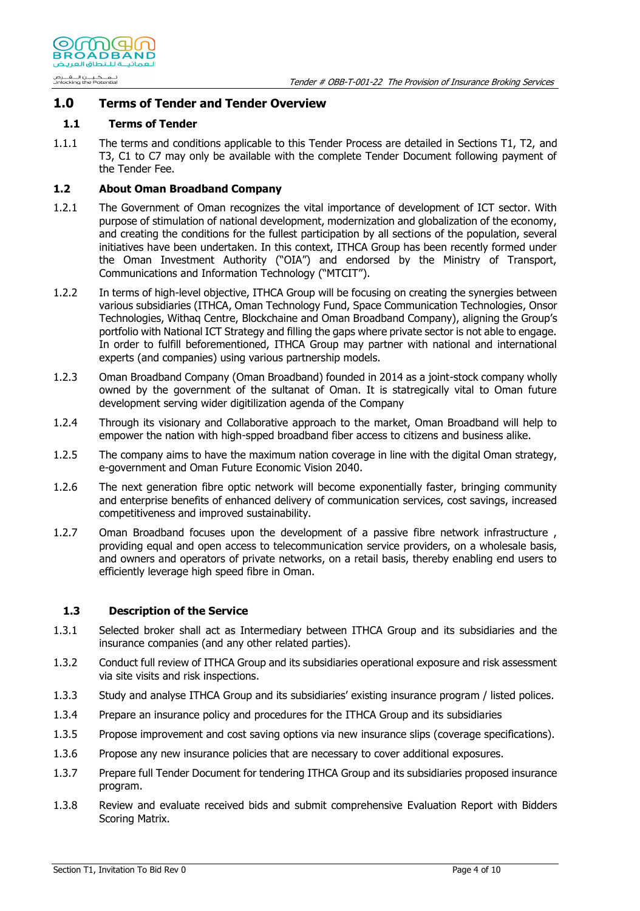# 1.0 Terms of Tender and Tender Overview

## 1.1 Terms of Tender

1.1.1 The terms and conditions applicable to this Tender Process are detailed in Sections T1, T2, and T3, C1 to C7 may only be available with the complete Tender Document following payment of the Tender Fee.

## 1.2 About Oman Broadband Company

1.2.1 The Government of Oman recognizes the vital importance of development of ICT sector. With purpose of stimulation of national development, modernization and globalization of the economy, and creating the conditions for the fullest participation by all sections of the population, several initiatives have been undertaken. In this context, ITHCA Group has been recently formed under the Oman Investment Authority ("OIA") and endorsed by the Ministry of Transport, Communications and Information Technology ("MTCIT").

1.2.2 In terms of high-level objective, ITHCA Group will be focusing on creating the synergies between various subsidiaries (ITHCA, Oman Technology Fund, Space Communication Technologies, Onsor Technologies, Withaq Centre, Blockchaine and Oman Broadband Company), aligning the Group's portfolio with National ICT Strategy and filling the gaps where private sector is not able to engage. In order to fulfill beforementioned, ITHCA Group may partner with national and international experts (and companies) using various partnership models.

1.2.3 Oman Broadband Company (Oman Broadband) founded in 2014 as a joint-stock company wholly owned by the government of the sultanat of Oman. It is statregically vital to Oman future development serving wider digitilization agenda of the Company

1.2.4 Through its visionary and Collaborative approach to the market, Oman Broadband will help to empower the nation with high-speed broadband fiber access to citizens and business alike.

1.2.5 The company aims to have the maximum nation coverage in line with the digital Oman strategy, e-government and Oman Future Economic Vision 2040.

1.2.6 The next generation fibre optic network will become exponentially faster, bringing community and enterprise benefits of enhanced delivery of communication services, cost savings, increased competitiveness and improved sustainability.

1.2.7 Oman Broadband focuses upon the development of a passive fibre network infrastructure , providing equal and open access to telecommunication service providers, on a wholesale basis, and owners and operators of private networks, on a retail basis, thereby enabling end users to efficiently leverage high speed fibre in Oman.

## 1.3 Description of the Service

1.3.1 Selected broker shall act as Intermediary between ITHCA Group and its subsidiaries and the insurance companies (and any other related parties).

1.3.2 Conduct full review of ITHCA Group and its subsidiaries operational exposure and risk assessment via site visits and risk inspections.

1.3.3 Study and analyse ITHCA Group and its subsidiaries' existing insurance program / listed polices.

1.3.4 Prepare an insurance policy and procedures for the ITHCA Group and its subsidiaries

1.3.5 Propose improvement and cost saving options via new insurance slips (coverage specifications).

1.3.6 Propose any new insurance policies that are necessary to cover additional exposures.

1.3.7 Prepare full Tender Document for tendering ITHCA Group and its subsidiaries proposed insurance program.

1.3.8 Review and evaluate received bids and submit comprehensive Evaluation Report with Bidders Scoring Matrix.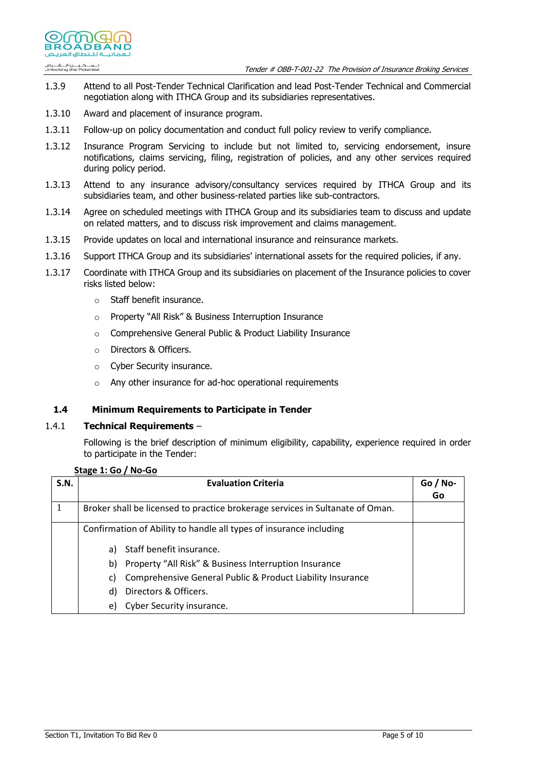1.3.9 Attend to all Post-Tender Technical Clarification and lead Post-Tender Technical and Commercial negotiation along with ITHCA Group and its subsidiaries representatives.

1.3.10 Award and placement of insurance program.

1.3.11 Follow-up on policy documentation and conduct full policy review to verify compliance.

1.3.12 Insurance Program Servicing to include but not limited to, servicing endorsement, insure notifications, claims servicing, filing, registration of policies, and any other services required during policy period.

1.3.13 Attend to any insurance advisory/consultancy services required by ITHCA Group and its subsidiaries team, and other business-related parties like sub-contractors.

1.3.14 Agree on scheduled meetings with ITHCA Group and its subsidiaries team to discuss and update on related matters, and to discuss risk improvement and claims management.

1.3.15 Provide updates on local and international insurance and reinsurance markets.

1.3.16 Support ITHCA Group and its subsidiaries' international assets for the required policies, if any.

1.3.17 Coordinate with ITHCA Group and its subsidiaries on placement of the Insurance policies to cover risks listed below:

- Staff benefit insurance.
- Property "All Risk" & Business Interruption Insurance
- Comprehensive General Public & Product Liability Insurance
- Directors & Officers.
- Cyber Security insurance.
- Any other insurance for ad-hoc operational requirements

### 1.4 Minimum Requirements to Participate in Tender

**1.4.1 Technical Requirements** –

Following is the brief description of minimum eligibility, capability, experience required in order to participate in the Tender:

**Stage 1: Go / No-Go**

| S.N. | Evaluation Criteria | Go / No-Go |
|---|---|---|
| 1 | Broker shall be licensed to practice brokerage services in Sultanate of Oman. | |
| | Confirmation of Ability to handle all types of insurance including<br>a) Staff benefit insurance.<br>b) Property "All Risk" & Business Interruption Insurance<br>c) Comprehensive General Public & Product Liability Insurance<br>d) Directors & Officers.<br>e) Cyber Security insurance. | |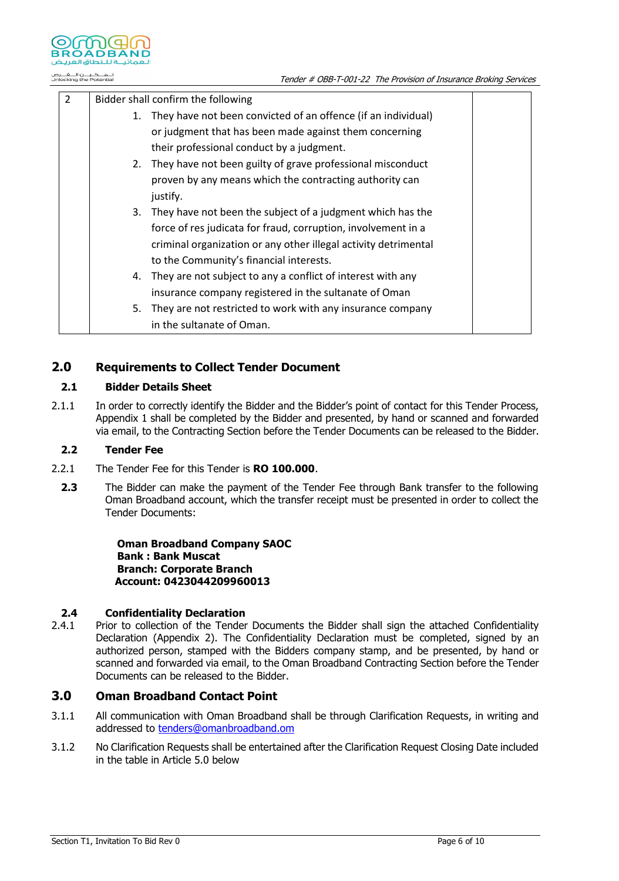| 2 | Bidder shall confirm the following<br>1. They have not been convicted of an offence (if an individual) or judgment that has been made against them concerning their professional conduct by a judgment.<br>2. They have not been guilty of grave professional misconduct proven by any means which the contracting authority can justify.<br>3. They have not been the subject of a judgment which has the force of res judicata for fraud, corruption, involvement in a criminal organization or any other illegal activity detrimental to the Community's financial interests.<br>4. They are not subject to any a conflict of interest with any insurance company registered in the sultanate of Oman<br>5. They are not restricted to work with any insurance company in the sultanate of Oman. | |
|---|---|---|

## 2.0 Requirements to Collect Tender Document

### 2.1 Bidder Details Sheet

2.1.1 In order to correctly identify the Bidder and the Bidder's point of contact for this Tender Process, Appendix 1 shall be completed by the Bidder and presented, by hand or scanned and forwarded via email, to the Contracting Section before the Tender Documents can be released to the Bidder.

### 2.2 Tender Fee

2.2.1 The Tender Fee for this Tender is **RO 100.000**.

**2.3** The Bidder can make the payment of the Tender Fee through Bank transfer to the following Oman Broadband account, which the transfer receipt must be presented in order to collect the Tender Documents:

**Oman Broadband Company SAOC**
**Bank : Bank Muscat**
**Branch: Corporate Branch**
**Account: 0423044209960013**

### 2.4 Confidentiality Declaration

2.4.1 Prior to collection of the Tender Documents the Bidder shall sign the attached Confidentiality Declaration (Appendix 2). The Confidentiality Declaration must be completed, signed by an authorized person, stamped with the Bidders company stamp, and be presented, by hand or scanned and forwarded via email, to the Oman Broadband Contracting Section before the Tender Documents can be released to the Bidder.

## 3.0 Oman Broadband Contact Point

3.1.1 All communication with Oman Broadband shall be through Clarification Requests, in writing and addressed to tenders@omanbroadband.om

3.1.2 No Clarification Requests shall be entertained after the Clarification Request Closing Date included in the table in Article 5.0 below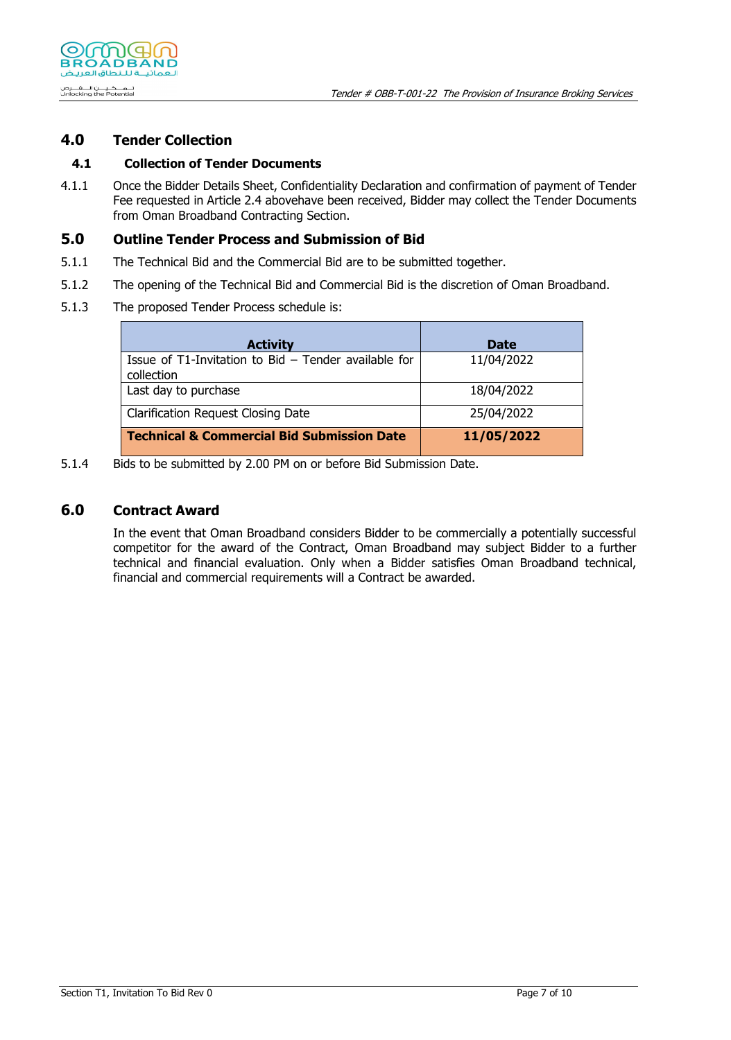## 4.0 Tender Collection

### 4.1 Collection of Tender Documents

4.1.1 Once the Bidder Details Sheet, Confidentiality Declaration and confirmation of payment of Tender Fee requested in Article 2.4 abovehave been received, Bidder may collect the Tender Documents from Oman Broadband Contracting Section.

## 5.0 Outline Tender Process and Submission of Bid

5.1.1 The Technical Bid and the Commercial Bid are to be submitted together.

5.1.2 The opening of the Technical Bid and Commercial Bid is the discretion of Oman Broadband.

5.1.3 The proposed Tender Process schedule is:

| Activity | Date |
|---|---|
| Issue of T1-Invitation to Bid – Tender available for collection | 11/04/2022 |
| Last day to purchase | 18/04/2022 |
| Clarification Request Closing Date | 25/04/2022 |
| **Technical & Commercial Bid Submission Date** | **11/05/2022** |

5.1.4 Bids to be submitted by 2.00 PM on or before Bid Submission Date.

## 6.0 Contract Award

In the event that Oman Broadband considers Bidder to be commercially a potentially successful competitor for the award of the Contract, Oman Broadband may subject Bidder to a further technical and financial evaluation. Only when a Bidder satisfies Oman Broadband technical, financial and commercial requirements will a Contract be awarded.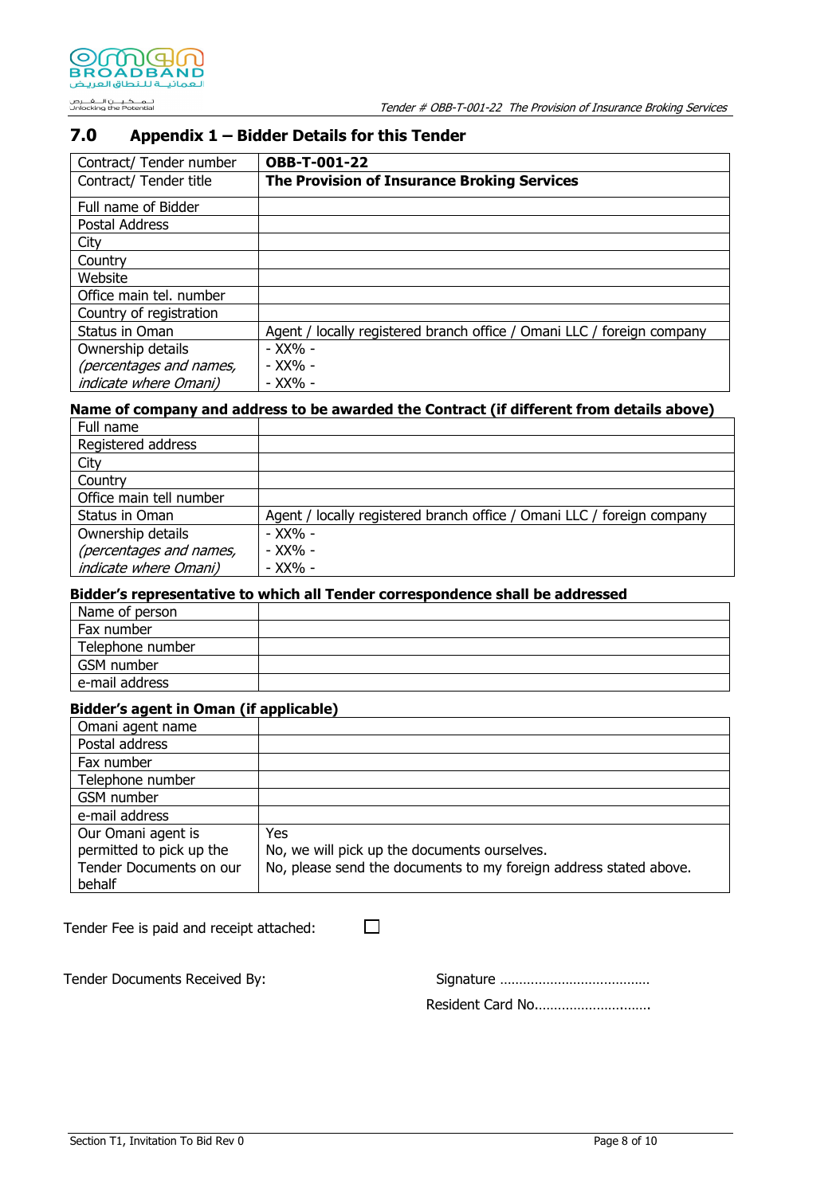## 7.0 Appendix 1 – Bidder Details for this Tender

| Contract/ Tender number | **OBB-T-001-22** |
|---|---|
| Contract/ Tender title | **The Provision of Insurance Broking Services** |
| Full name of Bidder | |
| Postal Address | |
| City | |
| Country | |
| Website | |
| Office main tel. number | |
| Country of registration | |
| Status in Oman | Agent / locally registered branch office / Omani LLC / foreign company |
| Ownership details *(percentages and names, indicate where Omani)* | - XX% -<br>- XX% -<br>- XX% - |

**Name of company and address to be awarded the Contract (if different from details above)**

| Full name | |
|---|---|
| Registered address | |
| City | |
| Country | |
| Office main tell number | |
| Status in Oman | Agent / locally registered branch office / Omani LLC / foreign company |
| Ownership details *(percentages and names, indicate where Omani)* | - XX% -<br>- XX% -<br>- XX% - |

**Bidder's representative to which all Tender correspondence shall be addressed**

| Name of person | |
|---|---|
| Fax number | |
| Telephone number | |
| GSM number | |
| e-mail address | |

**Bidder's agent in Oman (if applicable)**

| Omani agent name | |
|---|---|
| Postal address | |
| Fax number | |
| Telephone number | |
| GSM number | |
| e-mail address | |
| Our Omani agent is permitted to pick up the Tender Documents on our behalf | Yes<br>No, we will pick up the documents ourselves.<br>No, please send the documents to my foreign address stated above. |

Tender Fee is paid and receipt attached: ☐

Tender Documents Received By: Signature ………………………………

Resident Card No……………………….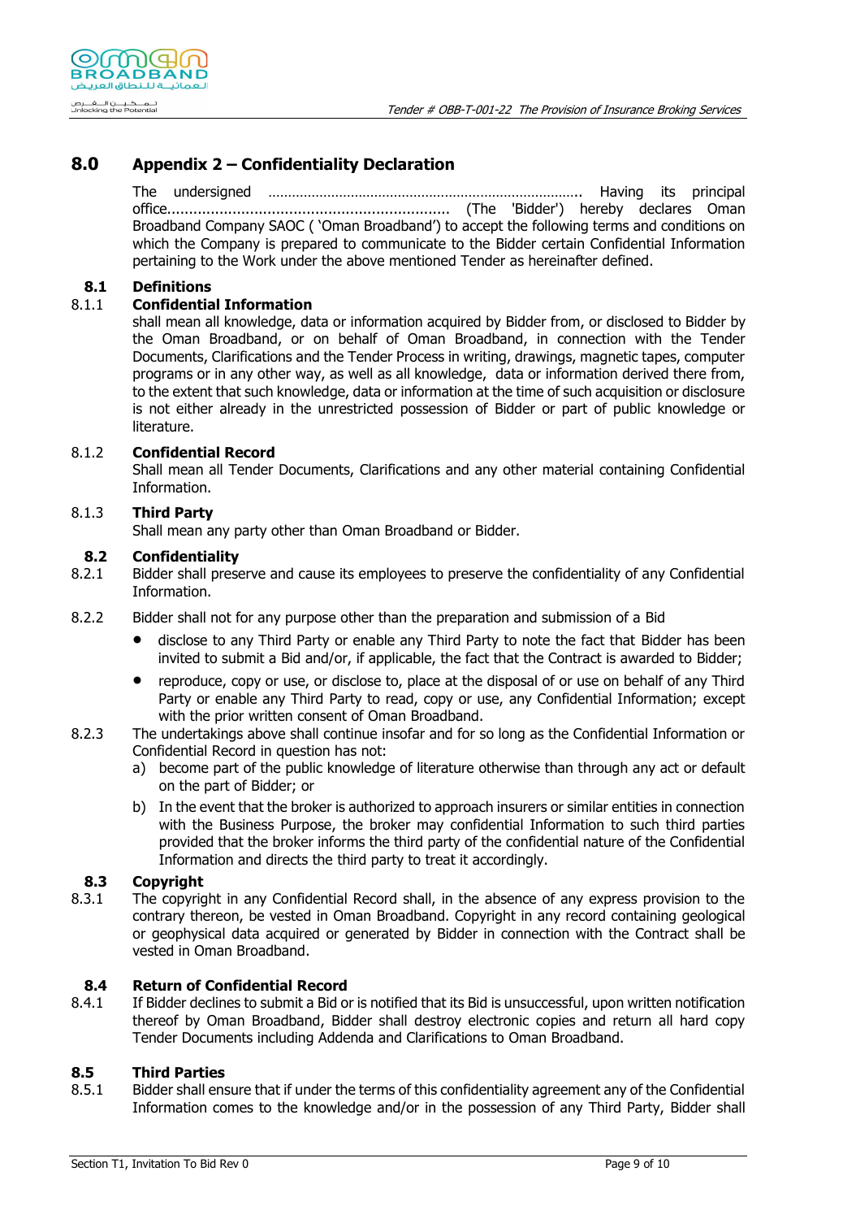## 8.0 Appendix 2 – Confidentiality Declaration

The undersigned ………………………………………………………………….. Having its principal office................................................................ (The 'Bidder') hereby declares Oman Broadband Company SAOC ( 'Oman Broadband') to accept the following terms and conditions on which the Company is prepared to communicate to the Bidder certain Confidential Information pertaining to the Work under the above mentioned Tender as hereinafter defined.

### 8.1 Definitions

**8.1.1 Confidential Information**

shall mean all knowledge, data or information acquired by Bidder from, or disclosed to Bidder by the Oman Broadband, or on behalf of Oman Broadband, in connection with the Tender Documents, Clarifications and the Tender Process in writing, drawings, magnetic tapes, computer programs or in any other way, as well as all knowledge, data or information derived there from, to the extent that such knowledge, data or information at the time of such acquisition or disclosure is not either already in the unrestricted possession of Bidder or part of public knowledge or literature.

**8.1.2 Confidential Record**

Shall mean all Tender Documents, Clarifications and any other material containing Confidential Information.

**8.1.3 Third Party**

Shall mean any party other than Oman Broadband or Bidder.

### 8.2 Confidentiality

8.2.1 Bidder shall preserve and cause its employees to preserve the confidentiality of any Confidential Information.

8.2.2 Bidder shall not for any purpose other than the preparation and submission of a Bid

- disclose to any Third Party or enable any Third Party to note the fact that Bidder has been invited to submit a Bid and/or, if applicable, the fact that the Contract is awarded to Bidder;
- reproduce, copy or use, or disclose to, place at the disposal of or use on behalf of any Third Party or enable any Third Party to read, copy or use, any Confidential Information; except with the prior written consent of Oman Broadband.

8.2.3 The undertakings above shall continue insofar and for so long as the Confidential Information or Confidential Record in question has not:

a) become part of the public knowledge of literature otherwise than through any act or default on the part of Bidder; or

b) In the event that the broker is authorized to approach insurers or similar entities in connection with the Business Purpose, the broker may confidential Information to such third parties provided that the broker informs the third party of the confidential nature of the Confidential Information and directs the third party to treat it accordingly.

### 8.3 Copyright

8.3.1 The copyright in any Confidential Record shall, in the absence of any express provision to the contrary thereon, be vested in Oman Broadband. Copyright in any record containing geological or geophysical data acquired or generated by Bidder in connection with the Contract shall be vested in Oman Broadband.

### 8.4 Return of Confidential Record

8.4.1 If Bidder declines to submit a Bid or is notified that its Bid is unsuccessful, upon written notification thereof by Oman Broadband, Bidder shall destroy electronic copies and return all hard copy Tender Documents including Addenda and Clarifications to Oman Broadband.

### 8.5 Third Parties

8.5.1 Bidder shall ensure that if under the terms of this confidentiality agreement any of the Confidential Information comes to the knowledge and/or in the possession of any Third Party, Bidder shall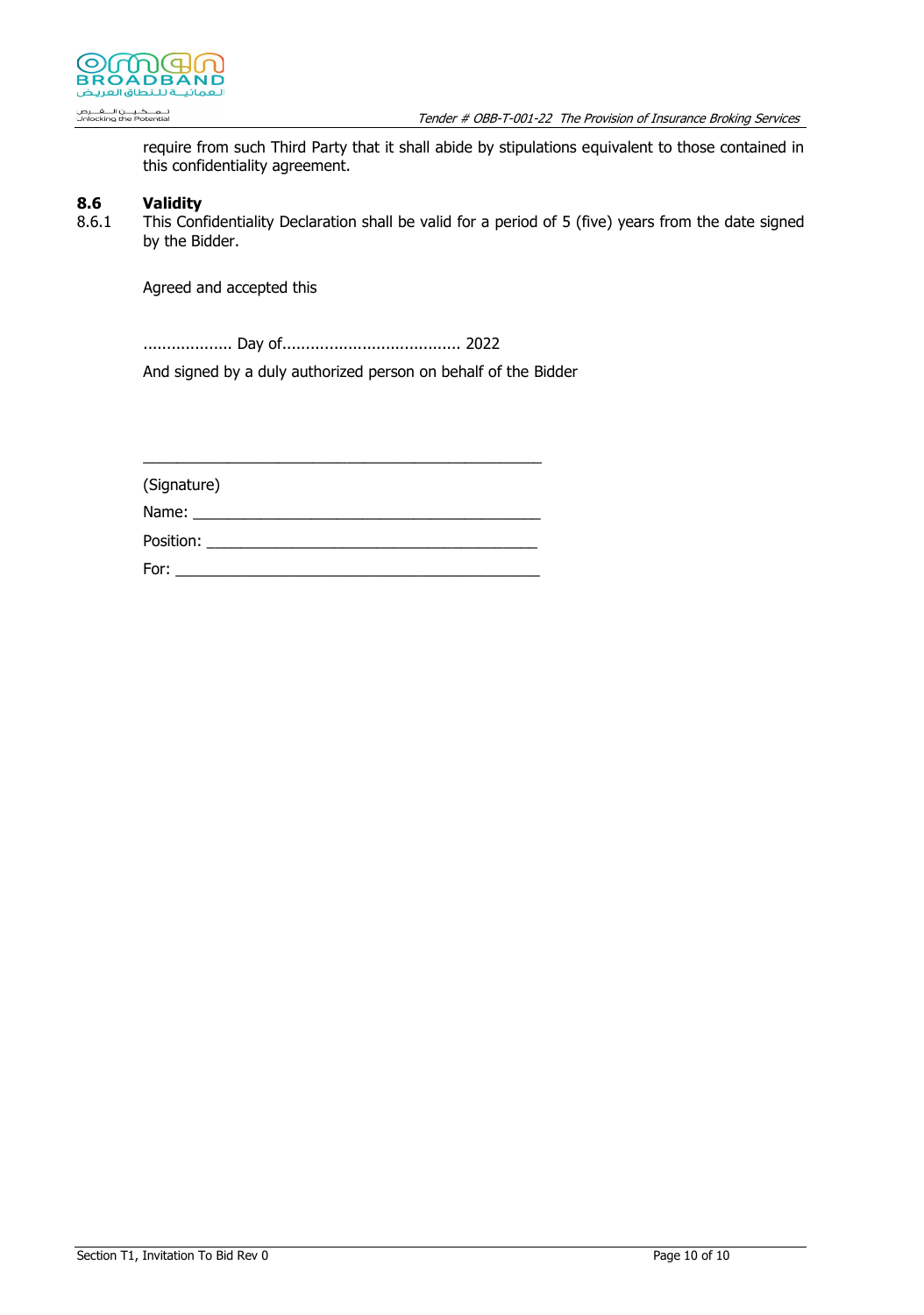require from such Third Party that it shall abide by stipulations equivalent to those contained in this confidentiality agreement.

### 8.6 Validity

8.6.1 This Confidentiality Declaration shall be valid for a period of 5 (five) years from the date signed by the Bidder.

Agreed and accepted this

.................. Day of...................................... 2022

And signed by a duly authorized person on behalf of the Bidder

_______________________________________________

(Signature)

Name: _________________________________________

Position: _______________________________________

For: ___________________________________________